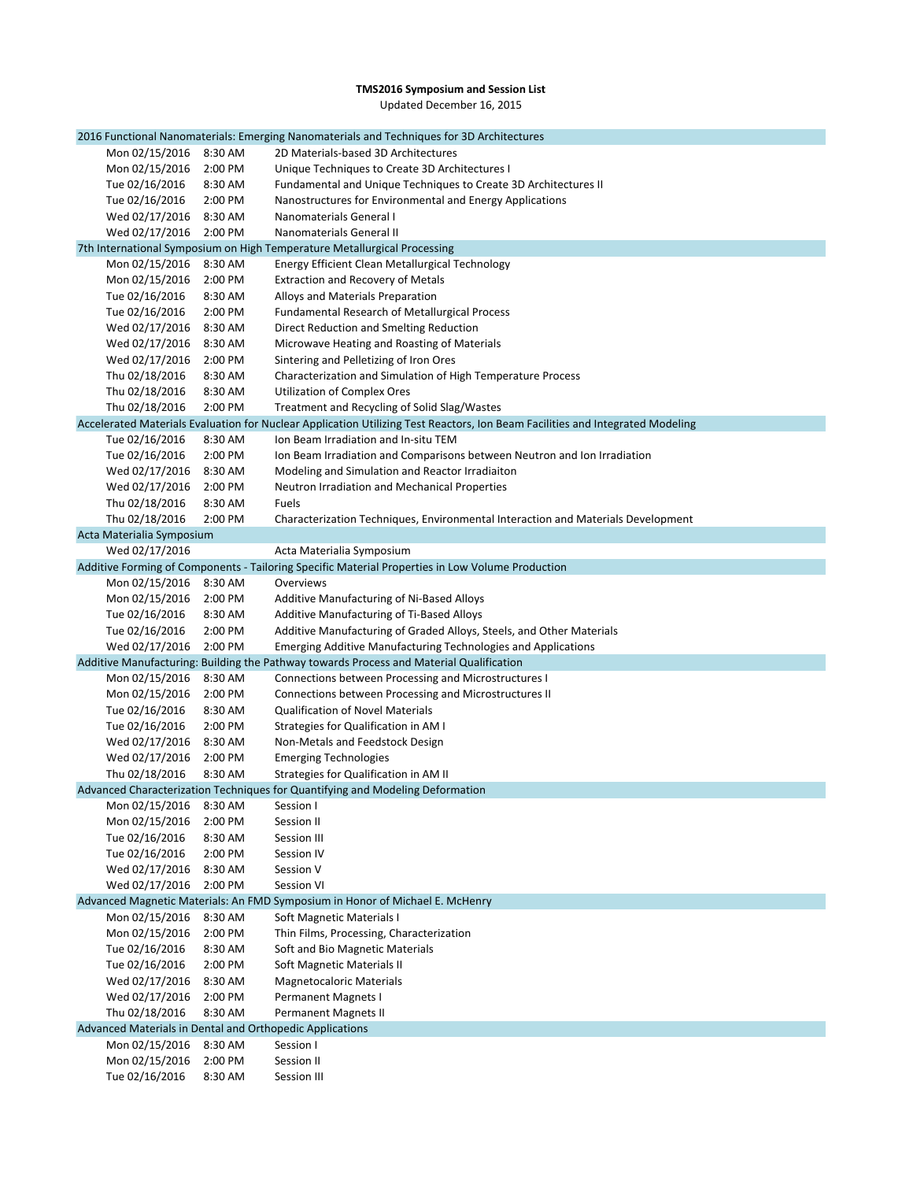**TMS2016 Symposium and Session List**

Updated December 16, 2015

| | | |
|---|---|---|
| **2016 Functional Nanomaterials: Emerging Nanomaterials and Techniques for 3D Architectures** | | |
| Mon 02/15/2016 | 8:30 AM | 2D Materials-based 3D Architectures |
| Mon 02/15/2016 | 2:00 PM | Unique Techniques to Create 3D Architectures I |
| Tue 02/16/2016 | 8:30 AM | Fundamental and Unique Techniques to Create 3D Architectures II |
| Tue 02/16/2016 | 2:00 PM | Nanostructures for Environmental and Energy Applications |
| Wed 02/17/2016 | 8:30 AM | Nanomaterials General I |
| Wed 02/17/2016 | 2:00 PM | Nanomaterials General II |
| **7th International Symposium on High Temperature Metallurgical Processing** | | |
| Mon 02/15/2016 | 8:30 AM | Energy Efficient Clean Metallurgical Technology |
| Mon 02/15/2016 | 2:00 PM | Extraction and Recovery of Metals |
| Tue 02/16/2016 | 8:30 AM | Alloys and Materials Preparation |
| Tue 02/16/2016 | 2:00 PM | Fundamental Research of Metallurgical Process |
| Wed 02/17/2016 | 8:30 AM | Direct Reduction and Smelting Reduction |
| Wed 02/17/2016 | 8:30 AM | Microwave Heating and Roasting of Materials |
| Wed 02/17/2016 | 2:00 PM | Sintering and Pelletizing of Iron Ores |
| Thu 02/18/2016 | 8:30 AM | Characterization and Simulation of High Temperature Process |
| Thu 02/18/2016 | 8:30 AM | Utilization of Complex Ores |
| Thu 02/18/2016 | 2:00 PM | Treatment and Recycling of Solid Slag/Wastes |
| **Accelerated Materials Evaluation for Nuclear Application Utilizing Test Reactors, Ion Beam Facilities and Integrated Modeling** | | |
| Tue 02/16/2016 | 8:30 AM | Ion Beam Irradiation and In-situ TEM |
| Tue 02/16/2016 | 2:00 PM | Ion Beam Irradiation and Comparisons between Neutron and Ion Irradiation |
| Wed 02/17/2016 | 8:30 AM | Modeling and Simulation and Reactor Irradiaiton |
| Wed 02/17/2016 | 2:00 PM | Neutron Irradiation and Mechanical Properties |
| Thu 02/18/2016 | 8:30 AM | Fuels |
| Thu 02/18/2016 | 2:00 PM | Characterization Techniques, Environmental Interaction and Materials Development |
| **Acta Materialia Symposium** | | |
| Wed 02/17/2016 | | Acta Materialia Symposium |
| **Additive Forming of Components - Tailoring Specific Material Properties in Low Volume Production** | | |
| Mon 02/15/2016 | 8:30 AM | Overviews |
| Mon 02/15/2016 | 2:00 PM | Additive Manufacturing of Ni-Based Alloys |
| Tue 02/16/2016 | 8:30 AM | Additive Manufacturing of Ti-Based Alloys |
| Tue 02/16/2016 | 2:00 PM | Additive Manufacturing of Graded Alloys, Steels, and Other Materials |
| Wed 02/17/2016 | 2:00 PM | Emerging Additive Manufacturing Technologies and Applications |
| **Additive Manufacturing: Building the Pathway towards Process and Material Qualification** | | |
| Mon 02/15/2016 | 8:30 AM | Connections between Processing and Microstructures I |
| Mon 02/15/2016 | 2:00 PM | Connections between Processing and Microstructures II |
| Tue 02/16/2016 | 8:30 AM | Qualification of Novel Materials |
| Tue 02/16/2016 | 2:00 PM | Strategies for Qualification in AM I |
| Wed 02/17/2016 | 8:30 AM | Non-Metals and Feedstock Design |
| Wed 02/17/2016 | 2:00 PM | Emerging Technologies |
| Thu 02/18/2016 | 8:30 AM | Strategies for Qualification in AM II |
| **Advanced Characterization Techniques for Quantifying and Modeling Deformation** | | |
| Mon 02/15/2016 | 8:30 AM | Session I |
| Mon 02/15/2016 | 2:00 PM | Session II |
| Tue 02/16/2016 | 8:30 AM | Session III |
| Tue 02/16/2016 | 2:00 PM | Session IV |
| Wed 02/17/2016 | 8:30 AM | Session V |
| Wed 02/17/2016 | 2:00 PM | Session VI |
| **Advanced Magnetic Materials: An FMD Symposium in Honor of Michael E. McHenry** | | |
| Mon 02/15/2016 | 8:30 AM | Soft Magnetic Materials I |
| Mon 02/15/2016 | 2:00 PM | Thin Films, Processing, Characterization |
| Tue 02/16/2016 | 8:30 AM | Soft and Bio Magnetic Materials |
| Tue 02/16/2016 | 2:00 PM | Soft Magnetic Materials II |
| Wed 02/17/2016 | 8:30 AM | Magnetocaloric Materials |
| Wed 02/17/2016 | 2:00 PM | Permanent Magnets I |
| Thu 02/18/2016 | 8:30 AM | Permanent Magnets II |
| **Advanced Materials in Dental and Orthopedic Applications** | | |
| Mon 02/15/2016 | 8:30 AM | Session I |
| Mon 02/15/2016 | 2:00 PM | Session II |
| Tue 02/16/2016 | 8:30 AM | Session III |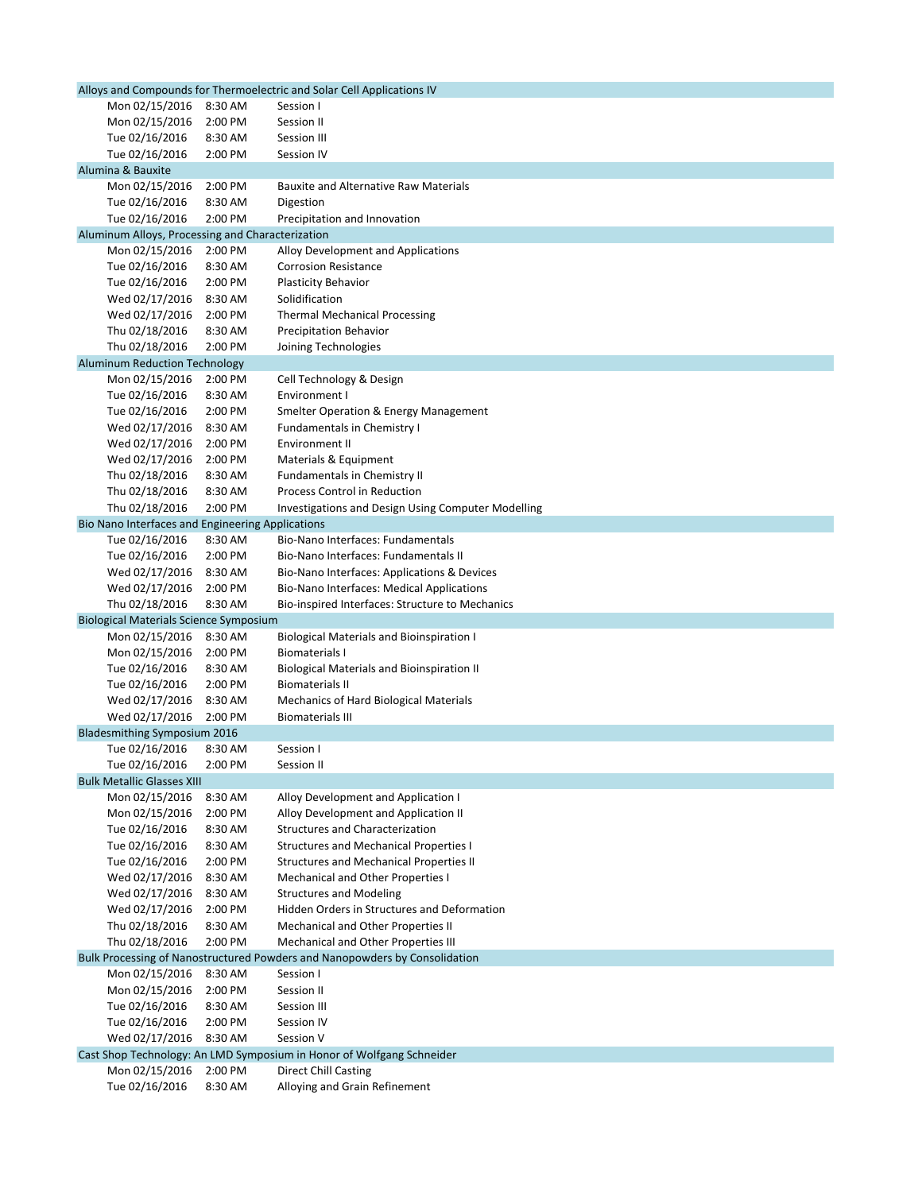## Alloys and Compounds for Thermoelectric and Solar Cell Applications IV

| | | |
|---|---|---|
| Mon 02/15/2016 | 8:30 AM | Session I |
| Mon 02/15/2016 | 2:00 PM | Session II |
| Tue 02/16/2016 | 8:30 AM | Session III |
| Tue 02/16/2016 | 2:00 PM | Session IV |

## Alumina & Bauxite

| | | |
|---|---|---|
| Mon 02/15/2016 | 2:00 PM | Bauxite and Alternative Raw Materials |
| Tue 02/16/2016 | 8:30 AM | Digestion |
| Tue 02/16/2016 | 2:00 PM | Precipitation and Innovation |

## Aluminum Alloys, Processing and Characterization

| | | |
|---|---|---|
| Mon 02/15/2016 | 2:00 PM | Alloy Development and Applications |
| Tue 02/16/2016 | 8:30 AM | Corrosion Resistance |
| Tue 02/16/2016 | 2:00 PM | Plasticity Behavior |
| Wed 02/17/2016 | 8:30 AM | Solidification |
| Wed 02/17/2016 | 2:00 PM | Thermal Mechanical Processing |
| Thu 02/18/2016 | 8:30 AM | Precipitation Behavior |
| Thu 02/18/2016 | 2:00 PM | Joining Technologies |

## Aluminum Reduction Technology

| | | |
|---|---|---|
| Mon 02/15/2016 | 2:00 PM | Cell Technology & Design |
| Tue 02/16/2016 | 8:30 AM | Environment I |
| Tue 02/16/2016 | 2:00 PM | Smelter Operation & Energy Management |
| Wed 02/17/2016 | 8:30 AM | Fundamentals in Chemistry I |
| Wed 02/17/2016 | 2:00 PM | Environment II |
| Wed 02/17/2016 | 2:00 PM | Materials & Equipment |
| Thu 02/18/2016 | 8:30 AM | Fundamentals in Chemistry II |
| Thu 02/18/2016 | 8:30 AM | Process Control in Reduction |
| Thu 02/18/2016 | 2:00 PM | Investigations and Design Using Computer Modelling |

## Bio Nano Interfaces and Engineering Applications

| | | |
|---|---|---|
| Tue 02/16/2016 | 8:30 AM | Bio-Nano Interfaces: Fundamentals |
| Tue 02/16/2016 | 2:00 PM | Bio-Nano Interfaces: Fundamentals II |
| Wed 02/17/2016 | 8:30 AM | Bio-Nano Interfaces: Applications & Devices |
| Wed 02/17/2016 | 2:00 PM | Bio-Nano Interfaces: Medical Applications |
| Thu 02/18/2016 | 8:30 AM | Bio-inspired Interfaces: Structure to Mechanics |

## Biological Materials Science Symposium

| | | |
|---|---|---|
| Mon 02/15/2016 | 8:30 AM | Biological Materials and Bioinspiration I |
| Mon 02/15/2016 | 2:00 PM | Biomaterials I |
| Tue 02/16/2016 | 8:30 AM | Biological Materials and Bioinspiration II |
| Tue 02/16/2016 | 2:00 PM | Biomaterials II |
| Wed 02/17/2016 | 8:30 AM | Mechanics of Hard Biological Materials |
| Wed 02/17/2016 | 2:00 PM | Biomaterials III |

## Bladesmithing Symposium 2016

| | | |
|---|---|---|
| Tue 02/16/2016 | 8:30 AM | Session I |
| Tue 02/16/2016 | 2:00 PM | Session II |

## Bulk Metallic Glasses XIII

| | | |
|---|---|---|
| Mon 02/15/2016 | 8:30 AM | Alloy Development and Application I |
| Mon 02/15/2016 | 2:00 PM | Alloy Development and Application II |
| Tue 02/16/2016 | 8:30 AM | Structures and Characterization |
| Tue 02/16/2016 | 8:30 AM | Structures and Mechanical Properties I |
| Tue 02/16/2016 | 2:00 PM | Structures and Mechanical Properties II |
| Wed 02/17/2016 | 8:30 AM | Mechanical and Other Properties I |
| Wed 02/17/2016 | 8:30 AM | Structures and Modeling |
| Wed 02/17/2016 | 2:00 PM | Hidden Orders in Structures and Deformation |
| Thu 02/18/2016 | 8:30 AM | Mechanical and Other Properties II |
| Thu 02/18/2016 | 2:00 PM | Mechanical and Other Properties III |

## Bulk Processing of Nanostructured Powders and Nanopowders by Consolidation

| | | |
|---|---|---|
| Mon 02/15/2016 | 8:30 AM | Session I |
| Mon 02/15/2016 | 2:00 PM | Session II |
| Tue 02/16/2016 | 8:30 AM | Session III |
| Tue 02/16/2016 | 2:00 PM | Session IV |
| Wed 02/17/2016 | 8:30 AM | Session V |

## Cast Shop Technology: An LMD Symposium in Honor of Wolfgang Schneider

| | | |
|---|---|---|
| Mon 02/15/2016 | 2:00 PM | Direct Chill Casting |
| Tue 02/16/2016 | 8:30 AM | Alloying and Grain Refinement |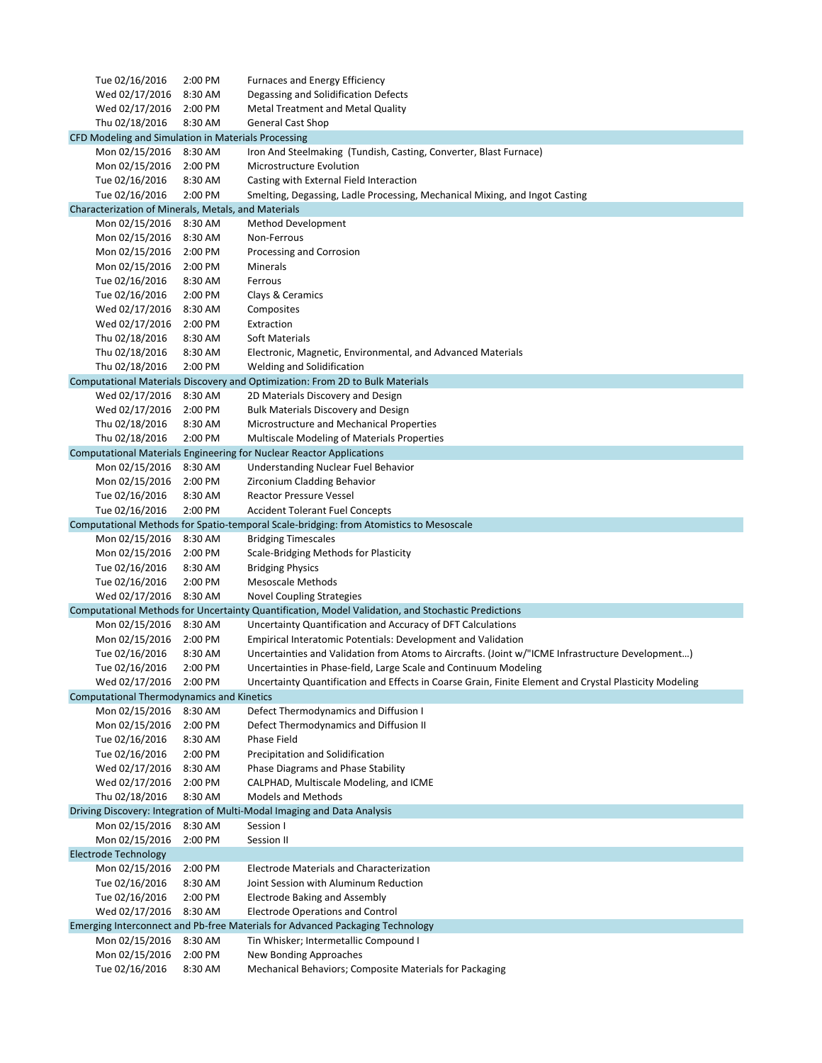| Date | Time | Session |
|---|---|---|
| Tue 02/16/2016 | 2:00 PM | Furnaces and Energy Efficiency |
| Wed 02/17/2016 | 8:30 AM | Degassing and Solidification Defects |
| Wed 02/17/2016 | 2:00 PM | Metal Treatment and Metal Quality |
| Thu 02/18/2016 | 8:30 AM | General Cast Shop |
| **CFD Modeling and Simulation in Materials Processing** | | |
| Mon 02/15/2016 | 8:30 AM | Iron And Steelmaking (Tundish, Casting, Converter, Blast Furnace) |
| Mon 02/15/2016 | 2:00 PM | Microstructure Evolution |
| Tue 02/16/2016 | 8:30 AM | Casting with External Field Interaction |
| Tue 02/16/2016 | 2:00 PM | Smelting, Degassing, Ladle Processing, Mechanical Mixing, and Ingot Casting |
| **Characterization of Minerals, Metals, and Materials** | | |
| Mon 02/15/2016 | 8:30 AM | Method Development |
| Mon 02/15/2016 | 8:30 AM | Non-Ferrous |
| Mon 02/15/2016 | 2:00 PM | Processing and Corrosion |
| Mon 02/15/2016 | 2:00 PM | Minerals |
| Tue 02/16/2016 | 8:30 AM | Ferrous |
| Tue 02/16/2016 | 2:00 PM | Clays & Ceramics |
| Wed 02/17/2016 | 8:30 AM | Composites |
| Wed 02/17/2016 | 2:00 PM | Extraction |
| Thu 02/18/2016 | 8:30 AM | Soft Materials |
| Thu 02/18/2016 | 8:30 AM | Electronic, Magnetic, Environmental, and Advanced Materials |
| Thu 02/18/2016 | 2:00 PM | Welding and Solidification |
| **Computational Materials Discovery and Optimization: From 2D to Bulk Materials** | | |
| Wed 02/17/2016 | 8:30 AM | 2D Materials Discovery and Design |
| Wed 02/17/2016 | 2:00 PM | Bulk Materials Discovery and Design |
| Thu 02/18/2016 | 8:30 AM | Microstructure and Mechanical Properties |
| Thu 02/18/2016 | 2:00 PM | Multiscale Modeling of Materials Properties |
| **Computational Materials Engineering for Nuclear Reactor Applications** | | |
| Mon 02/15/2016 | 8:30 AM | Understanding Nuclear Fuel Behavior |
| Mon 02/15/2016 | 2:00 PM | Zirconium Cladding Behavior |
| Tue 02/16/2016 | 8:30 AM | Reactor Pressure Vessel |
| Tue 02/16/2016 | 2:00 PM | Accident Tolerant Fuel Concepts |
| **Computational Methods for Spatio-temporal Scale-bridging: from Atomistics to Mesoscale** | | |
| Mon 02/15/2016 | 8:30 AM | Bridging Timescales |
| Mon 02/15/2016 | 2:00 PM | Scale-Bridging Methods for Plasticity |
| Tue 02/16/2016 | 8:30 AM | Bridging Physics |
| Tue 02/16/2016 | 2:00 PM | Mesoscale Methods |
| Wed 02/17/2016 | 8:30 AM | Novel Coupling Strategies |
| **Computational Methods for Uncertainty Quantification, Model Validation, and Stochastic Predictions** | | |
| Mon 02/15/2016 | 8:30 AM | Uncertainty Quantification and Accuracy of DFT Calculations |
| Mon 02/15/2016 | 2:00 PM | Empirical Interatomic Potentials: Development and Validation |
| Tue 02/16/2016 | 8:30 AM | Uncertainties and Validation from Atoms to Aircrafts. (Joint w/"ICME Infrastructure Development…) |
| Tue 02/16/2016 | 2:00 PM | Uncertainties in Phase-field, Large Scale and Continuum Modeling |
| Wed 02/17/2016 | 2:00 PM | Uncertainty Quantification and Effects in Coarse Grain, Finite Element and Crystal Plasticity Modeling |
| **Computational Thermodynamics and Kinetics** | | |
| Mon 02/15/2016 | 8:30 AM | Defect Thermodynamics and Diffusion I |
| Mon 02/15/2016 | 2:00 PM | Defect Thermodynamics and Diffusion II |
| Tue 02/16/2016 | 8:30 AM | Phase Field |
| Tue 02/16/2016 | 2:00 PM | Precipitation and Solidification |
| Wed 02/17/2016 | 8:30 AM | Phase Diagrams and Phase Stability |
| Wed 02/17/2016 | 2:00 PM | CALPHAD, Multiscale Modeling, and ICME |
| Thu 02/18/2016 | 8:30 AM | Models and Methods |
| **Driving Discovery: Integration of Multi-Modal Imaging and Data Analysis** | | |
| Mon 02/15/2016 | 8:30 AM | Session I |
| Mon 02/15/2016 | 2:00 PM | Session II |
| **Electrode Technology** | | |
| Mon 02/15/2016 | 2:00 PM | Electrode Materials and Characterization |
| Tue 02/16/2016 | 8:30 AM | Joint Session with Aluminum Reduction |
| Tue 02/16/2016 | 2:00 PM | Electrode Baking and Assembly |
| Wed 02/17/2016 | 8:30 AM | Electrode Operations and Control |
| **Emerging Interconnect and Pb-free Materials for Advanced Packaging Technology** | | |
| Mon 02/15/2016 | 8:30 AM | Tin Whisker; Intermetallic Compound I |
| Mon 02/15/2016 | 2:00 PM | New Bonding Approaches |
| Tue 02/16/2016 | 8:30 AM | Mechanical Behaviors; Composite Materials for Packaging |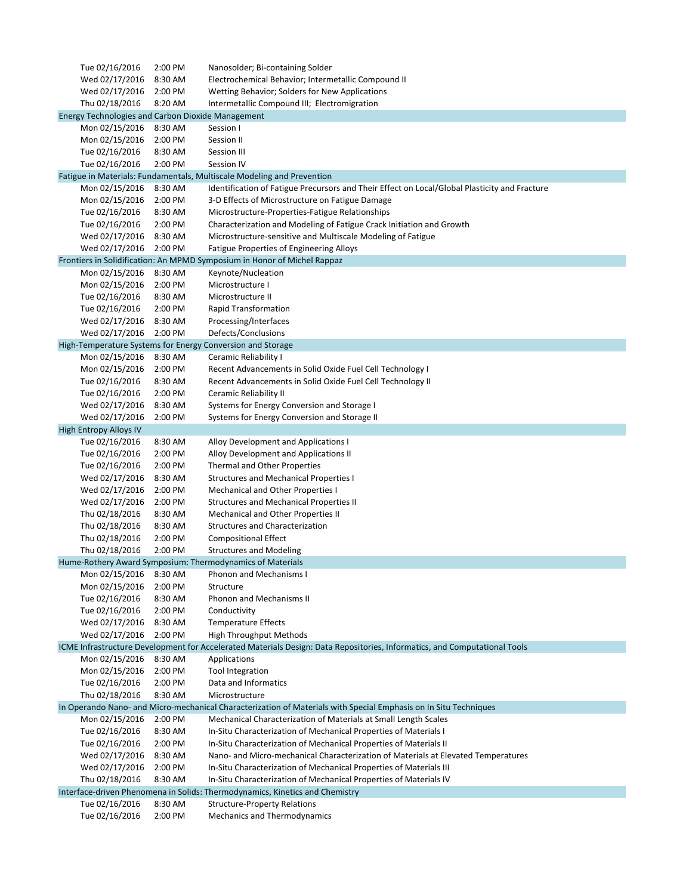| | | |
|---|---|---|
| Tue 02/16/2016 | 2:00 PM | Nanosolder; Bi-containing Solder |
| Wed 02/17/2016 | 8:30 AM | Electrochemical Behavior; Intermetallic Compound II |
| Wed 02/17/2016 | 2:00 PM | Wetting Behavior; Solders for New Applications |
| Thu 02/18/2016 | 8:20 AM | Intermetallic Compound III; Electromigration |
| **Energy Technologies and Carbon Dioxide Management** | | |
| Mon 02/15/2016 | 8:30 AM | Session I |
| Mon 02/15/2016 | 2:00 PM | Session II |
| Tue 02/16/2016 | 8:30 AM | Session III |
| Tue 02/16/2016 | 2:00 PM | Session IV |
| **Fatigue in Materials: Fundamentals, Multiscale Modeling and Prevention** | | |
| Mon 02/15/2016 | 8:30 AM | Identification of Fatigue Precursors and Their Effect on Local/Global Plasticity and Fracture |
| Mon 02/15/2016 | 2:00 PM | 3-D Effects of Microstructure on Fatigue Damage |
| Tue 02/16/2016 | 8:30 AM | Microstructure-Properties-Fatigue Relationships |
| Tue 02/16/2016 | 2:00 PM | Characterization and Modeling of Fatigue Crack Initiation and Growth |
| Wed 02/17/2016 | 8:30 AM | Microstructure-sensitive and Multiscale Modeling of Fatigue |
| Wed 02/17/2016 | 2:00 PM | Fatigue Properties of Engineering Alloys |
| **Frontiers in Solidification: An MPMD Symposium in Honor of Michel Rappaz** | | |
| Mon 02/15/2016 | 8:30 AM | Keynote/Nucleation |
| Mon 02/15/2016 | 2:00 PM | Microstructure I |
| Tue 02/16/2016 | 8:30 AM | Microstructure II |
| Tue 02/16/2016 | 2:00 PM | Rapid Transformation |
| Wed 02/17/2016 | 8:30 AM | Processing/Interfaces |
| Wed 02/17/2016 | 2:00 PM | Defects/Conclusions |
| **High-Temperature Systems for Energy Conversion and Storage** | | |
| Mon 02/15/2016 | 8:30 AM | Ceramic Reliability I |
| Mon 02/15/2016 | 2:00 PM | Recent Advancements in Solid Oxide Fuel Cell Technology I |
| Tue 02/16/2016 | 8:30 AM | Recent Advancements in Solid Oxide Fuel Cell Technology II |
| Tue 02/16/2016 | 2:00 PM | Ceramic Reliability II |
| Wed 02/17/2016 | 8:30 AM | Systems for Energy Conversion and Storage I |
| Wed 02/17/2016 | 2:00 PM | Systems for Energy Conversion and Storage II |
| **High Entropy Alloys IV** | | |
| Tue 02/16/2016 | 8:30 AM | Alloy Development and Applications I |
| Tue 02/16/2016 | 2:00 PM | Alloy Development and Applications II |
| Tue 02/16/2016 | 2:00 PM | Thermal and Other Properties |
| Wed 02/17/2016 | 8:30 AM | Structures and Mechanical Properties I |
| Wed 02/17/2016 | 2:00 PM | Mechanical and Other Properties I |
| Wed 02/17/2016 | 2:00 PM | Structures and Mechanical Properties II |
| Thu 02/18/2016 | 8:30 AM | Mechanical and Other Properties II |
| Thu 02/18/2016 | 8:30 AM | Structures and Characterization |
| Thu 02/18/2016 | 2:00 PM | Compositional Effect |
| Thu 02/18/2016 | 2:00 PM | Structures and Modeling |
| **Hume-Rothery Award Symposium: Thermodynamics of Materials** | | |
| Mon 02/15/2016 | 8:30 AM | Phonon and Mechanisms I |
| Mon 02/15/2016 | 2:00 PM | Structure |
| Tue 02/16/2016 | 8:30 AM | Phonon and Mechanisms II |
| Tue 02/16/2016 | 2:00 PM | Conductivity |
| Wed 02/17/2016 | 8:30 AM | Temperature Effects |
| Wed 02/17/2016 | 2:00 PM | High Throughput Methods |
| **ICME Infrastructure Development for Accelerated Materials Design: Data Repositories, Informatics, and Computational Tools** | | |
| Mon 02/15/2016 | 8:30 AM | Applications |
| Mon 02/15/2016 | 2:00 PM | Tool Integration |
| Tue 02/16/2016 | 2:00 PM | Data and Informatics |
| Thu 02/18/2016 | 8:30 AM | Microstructure |
| **In Operando Nano- and Micro-mechanical Characterization of Materials with Special Emphasis on In Situ Techniques** | | |
| Mon 02/15/2016 | 2:00 PM | Mechanical Characterization of Materials at Small Length Scales |
| Tue 02/16/2016 | 8:30 AM | In-Situ Characterization of Mechanical Properties of Materials I |
| Tue 02/16/2016 | 2:00 PM | In-Situ Characterization of Mechanical Properties of Materials II |
| Wed 02/17/2016 | 8:30 AM | Nano- and Micro-mechanical Characterization of Materials at Elevated Temperatures |
| Wed 02/17/2016 | 2:00 PM | In-Situ Characterization of Mechanical Properties of Materials III |
| Thu 02/18/2016 | 8:30 AM | In-Situ Characterization of Mechanical Properties of Materials IV |
| **Interface-driven Phenomena in Solids: Thermodynamics, Kinetics and Chemistry** | | |
| Tue 02/16/2016 | 8:30 AM | Structure-Property Relations |
| Tue 02/16/2016 | 2:00 PM | Mechanics and Thermodynamics |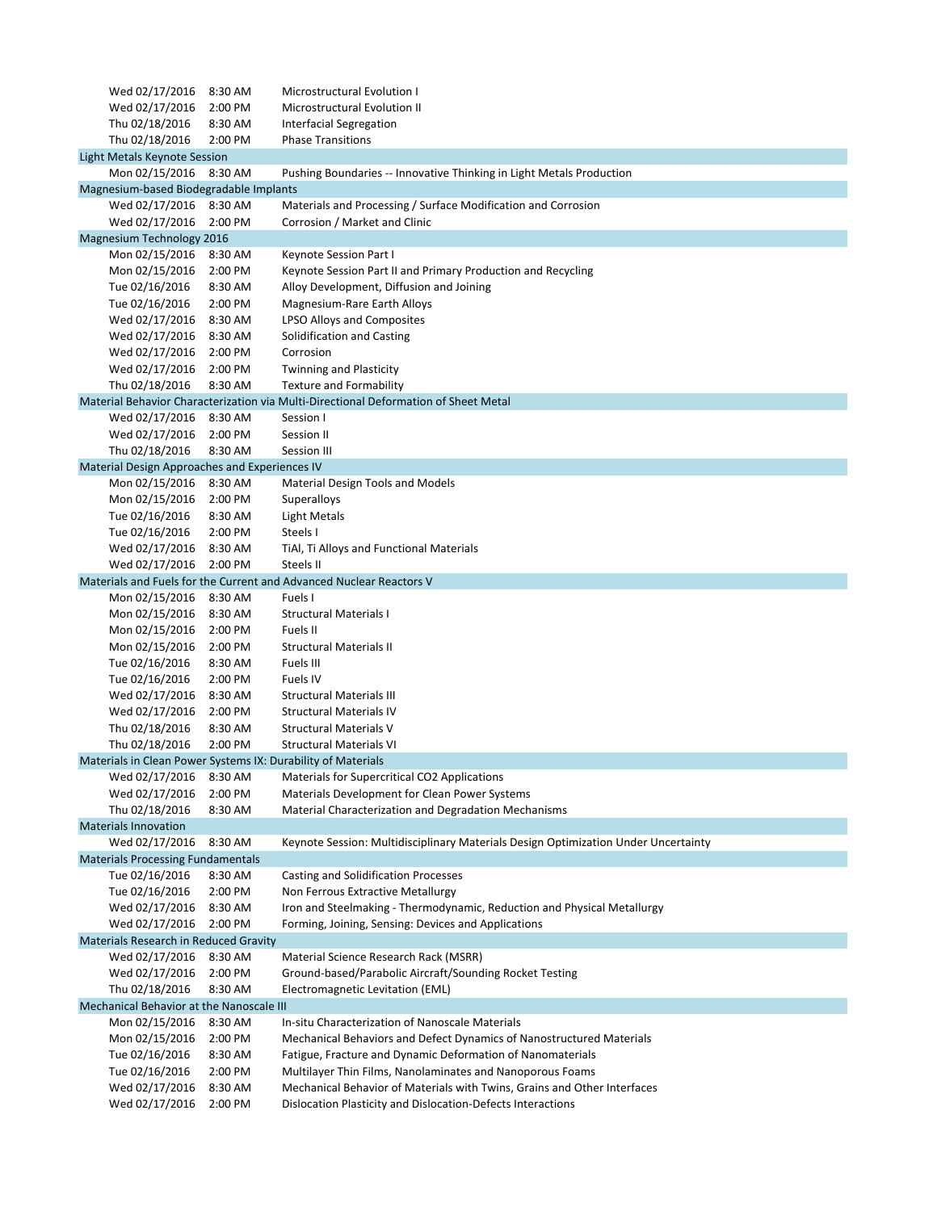| Date | Time | Session |
|---|---|---|
| Wed 02/17/2016 | 8:30 AM | Microstructural Evolution I |
| Wed 02/17/2016 | 2:00 PM | Microstructural Evolution II |
| Thu 02/18/2016 | 8:30 AM | Interfacial Segregation |
| Thu 02/18/2016 | 2:00 PM | Phase Transitions |
| **Light Metals Keynote Session** | | |
| Mon 02/15/2016 | 8:30 AM | Pushing Boundaries -- Innovative Thinking in Light Metals Production |
| **Magnesium-based Biodegradable Implants** | | |
| Wed 02/17/2016 | 8:30 AM | Materials and Processing / Surface Modification and Corrosion |
| Wed 02/17/2016 | 2:00 PM | Corrosion / Market and Clinic |
| **Magnesium Technology 2016** | | |
| Mon 02/15/2016 | 8:30 AM | Keynote Session Part I |
| Mon 02/15/2016 | 2:00 PM | Keynote Session Part II and Primary Production and Recycling |
| Tue 02/16/2016 | 8:30 AM | Alloy Development, Diffusion and Joining |
| Tue 02/16/2016 | 2:00 PM | Magnesium-Rare Earth Alloys |
| Wed 02/17/2016 | 8:30 AM | LPSO Alloys and Composites |
| Wed 02/17/2016 | 8:30 AM | Solidification and Casting |
| Wed 02/17/2016 | 2:00 PM | Corrosion |
| Wed 02/17/2016 | 2:00 PM | Twinning and Plasticity |
| Thu 02/18/2016 | 8:30 AM | Texture and Formability |
| **Material Behavior Characterization via Multi-Directional Deformation of Sheet Metal** | | |
| Wed 02/17/2016 | 8:30 AM | Session I |
| Wed 02/17/2016 | 2:00 PM | Session II |
| Thu 02/18/2016 | 8:30 AM | Session III |
| **Material Design Approaches and Experiences IV** | | |
| Mon 02/15/2016 | 8:30 AM | Material Design Tools and Models |
| Mon 02/15/2016 | 2:00 PM | Superalloys |
| Tue 02/16/2016 | 8:30 AM | Light Metals |
| Tue 02/16/2016 | 2:00 PM | Steels I |
| Wed 02/17/2016 | 8:30 AM | TiAl, Ti Alloys and Functional Materials |
| Wed 02/17/2016 | 2:00 PM | Steels II |
| **Materials and Fuels for the Current and Advanced Nuclear Reactors V** | | |
| Mon 02/15/2016 | 8:30 AM | Fuels I |
| Mon 02/15/2016 | 8:30 AM | Structural Materials I |
| Mon 02/15/2016 | 2:00 PM | Fuels II |
| Mon 02/15/2016 | 2:00 PM | Structural Materials II |
| Tue 02/16/2016 | 8:30 AM | Fuels III |
| Tue 02/16/2016 | 2:00 PM | Fuels IV |
| Wed 02/17/2016 | 8:30 AM | Structural Materials III |
| Wed 02/17/2016 | 2:00 PM | Structural Materials IV |
| Thu 02/18/2016 | 8:30 AM | Structural Materials V |
| Thu 02/18/2016 | 2:00 PM | Structural Materials VI |
| **Materials in Clean Power Systems IX: Durability of Materials** | | |
| Wed 02/17/2016 | 8:30 AM | Materials for Supercritical CO2 Applications |
| Wed 02/17/2016 | 2:00 PM | Materials Development for Clean Power Systems |
| Thu 02/18/2016 | 8:30 AM | Material Characterization and Degradation Mechanisms |
| **Materials Innovation** | | |
| Wed 02/17/2016 | 8:30 AM | Keynote Session: Multidisciplinary Materials Design Optimization Under Uncertainty |
| **Materials Processing Fundamentals** | | |
| Tue 02/16/2016 | 8:30 AM | Casting and Solidification Processes |
| Tue 02/16/2016 | 2:00 PM | Non Ferrous Extractive Metallurgy |
| Wed 02/17/2016 | 8:30 AM | Iron and Steelmaking - Thermodynamic, Reduction and Physical Metallurgy |
| Wed 02/17/2016 | 2:00 PM | Forming, Joining, Sensing: Devices and Applications |
| **Materials Research in Reduced Gravity** | | |
| Wed 02/17/2016 | 8:30 AM | Material Science Research Rack (MSRR) |
| Wed 02/17/2016 | 2:00 PM | Ground-based/Parabolic Aircraft/Sounding Rocket Testing |
| Thu 02/18/2016 | 8:30 AM | Electromagnetic Levitation (EML) |
| **Mechanical Behavior at the Nanoscale III** | | |
| Mon 02/15/2016 | 8:30 AM | In-situ Characterization of Nanoscale Materials |
| Mon 02/15/2016 | 2:00 PM | Mechanical Behaviors and Defect Dynamics of Nanostructured Materials |
| Tue 02/16/2016 | 8:30 AM | Fatigue, Fracture and Dynamic Deformation of Nanomaterials |
| Tue 02/16/2016 | 2:00 PM | Multilayer Thin Films, Nanolaminates and Nanoporous Foams |
| Wed 02/17/2016 | 8:30 AM | Mechanical Behavior of Materials with Twins, Grains and Other Interfaces |
| Wed 02/17/2016 | 2:00 PM | Dislocation Plasticity and Dislocation-Defects Interactions |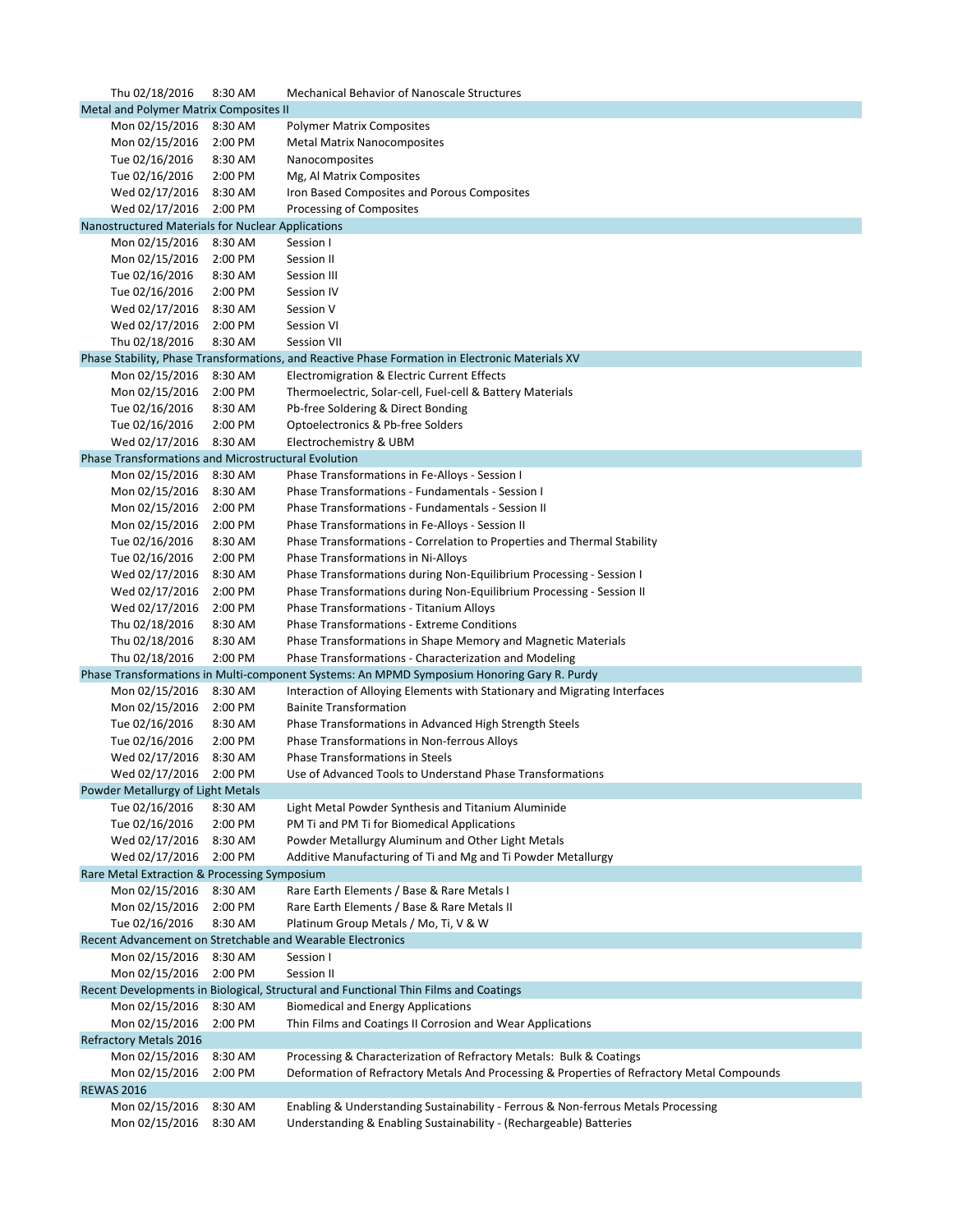| | | |
|---|---|---|
| Thu 02/18/2016 | 8:30 AM | Mechanical Behavior of Nanoscale Structures |
| **Metal and Polymer Matrix Composites II** | | |
| Mon 02/15/2016 | 8:30 AM | Polymer Matrix Composites |
| Mon 02/15/2016 | 2:00 PM | Metal Matrix Nanocomposites |
| Tue 02/16/2016 | 8:30 AM | Nanocomposites |
| Tue 02/16/2016 | 2:00 PM | Mg, Al Matrix Composites |
| Wed 02/17/2016 | 8:30 AM | Iron Based Composites and Porous Composites |
| Wed 02/17/2016 | 2:00 PM | Processing of Composites |
| **Nanostructured Materials for Nuclear Applications** | | |
| Mon 02/15/2016 | 8:30 AM | Session I |
| Mon 02/15/2016 | 2:00 PM | Session II |
| Tue 02/16/2016 | 8:30 AM | Session III |
| Tue 02/16/2016 | 2:00 PM | Session IV |
| Wed 02/17/2016 | 8:30 AM | Session V |
| Wed 02/17/2016 | 2:00 PM | Session VI |
| Thu 02/18/2016 | 8:30 AM | Session VII |
| **Phase Stability, Phase Transformations, and Reactive Phase Formation in Electronic Materials XV** | | |
| Mon 02/15/2016 | 8:30 AM | Electromigration & Electric Current Effects |
| Mon 02/15/2016 | 2:00 PM | Thermoelectric, Solar-cell, Fuel-cell & Battery Materials |
| Tue 02/16/2016 | 8:30 AM | Pb-free Soldering & Direct Bonding |
| Tue 02/16/2016 | 2:00 PM | Optoelectronics & Pb-free Solders |
| Wed 02/17/2016 | 8:30 AM | Electrochemistry & UBM |
| **Phase Transformations and Microstructural Evolution** | | |
| Mon 02/15/2016 | 8:30 AM | Phase Transformations in Fe-Alloys - Session I |
| Mon 02/15/2016 | 8:30 AM | Phase Transformations - Fundamentals - Session I |
| Mon 02/15/2016 | 2:00 PM | Phase Transformations - Fundamentals - Session II |
| Mon 02/15/2016 | 2:00 PM | Phase Transformations in Fe-Alloys - Session II |
| Tue 02/16/2016 | 8:30 AM | Phase Transformations - Correlation to Properties and Thermal Stability |
| Tue 02/16/2016 | 2:00 PM | Phase Transformations in Ni-Alloys |
| Wed 02/17/2016 | 8:30 AM | Phase Transformations during Non-Equilibrium Processing - Session I |
| Wed 02/17/2016 | 2:00 PM | Phase Transformations during Non-Equilibrium Processing - Session II |
| Wed 02/17/2016 | 2:00 PM | Phase Transformations - Titanium Alloys |
| Thu 02/18/2016 | 8:30 AM | Phase Transformations - Extreme Conditions |
| Thu 02/18/2016 | 8:30 AM | Phase Transformations in Shape Memory and Magnetic Materials |
| Thu 02/18/2016 | 2:00 PM | Phase Transformations - Characterization and Modeling |
| **Phase Transformations in Multi-component Systems: An MPMD Symposium Honoring Gary R. Purdy** | | |
| Mon 02/15/2016 | 8:30 AM | Interaction of Alloying Elements with Stationary and Migrating Interfaces |
| Mon 02/15/2016 | 2:00 PM | Bainite Transformation |
| Tue 02/16/2016 | 8:30 AM | Phase Transformations in Advanced High Strength Steels |
| Tue 02/16/2016 | 2:00 PM | Phase Transformations in Non-ferrous Alloys |
| Wed 02/17/2016 | 8:30 AM | Phase Transformations in Steels |
| Wed 02/17/2016 | 2:00 PM | Use of Advanced Tools to Understand Phase Transformations |
| **Powder Metallurgy of Light Metals** | | |
| Tue 02/16/2016 | 8:30 AM | Light Metal Powder Synthesis and Titanium Aluminide |
| Tue 02/16/2016 | 2:00 PM | PM Ti and PM Ti for Biomedical Applications |
| Wed 02/17/2016 | 8:30 AM | Powder Metallurgy Aluminum and Other Light Metals |
| Wed 02/17/2016 | 2:00 PM | Additive Manufacturing of Ti and Mg and Ti Powder Metallurgy |
| **Rare Metal Extraction & Processing Symposium** | | |
| Mon 02/15/2016 | 8:30 AM | Rare Earth Elements / Base & Rare Metals I |
| Mon 02/15/2016 | 2:00 PM | Rare Earth Elements / Base & Rare Metals II |
| Tue 02/16/2016 | 8:30 AM | Platinum Group Metals / Mo, Ti, V & W |
| **Recent Advancement on Stretchable and Wearable Electronics** | | |
| Mon 02/15/2016 | 8:30 AM | Session I |
| Mon 02/15/2016 | 2:00 PM | Session II |
| **Recent Developments in Biological, Structural and Functional Thin Films and Coatings** | | |
| Mon 02/15/2016 | 8:30 AM | Biomedical and Energy Applications |
| Mon 02/15/2016 | 2:00 PM | Thin Films and Coatings II Corrosion and Wear Applications |
| **Refractory Metals 2016** | | |
| Mon 02/15/2016 | 8:30 AM | Processing & Characterization of Refractory Metals: Bulk & Coatings |
| Mon 02/15/2016 | 2:00 PM | Deformation of Refractory Metals And Processing & Properties of Refractory Metal Compounds |
| **REWAS 2016** | | |
| Mon 02/15/2016 | 8:30 AM | Enabling & Understanding Sustainability - Ferrous & Non-ferrous Metals Processing |
| Mon 02/15/2016 | 8:30 AM | Understanding & Enabling Sustainability - (Rechargeable) Batteries |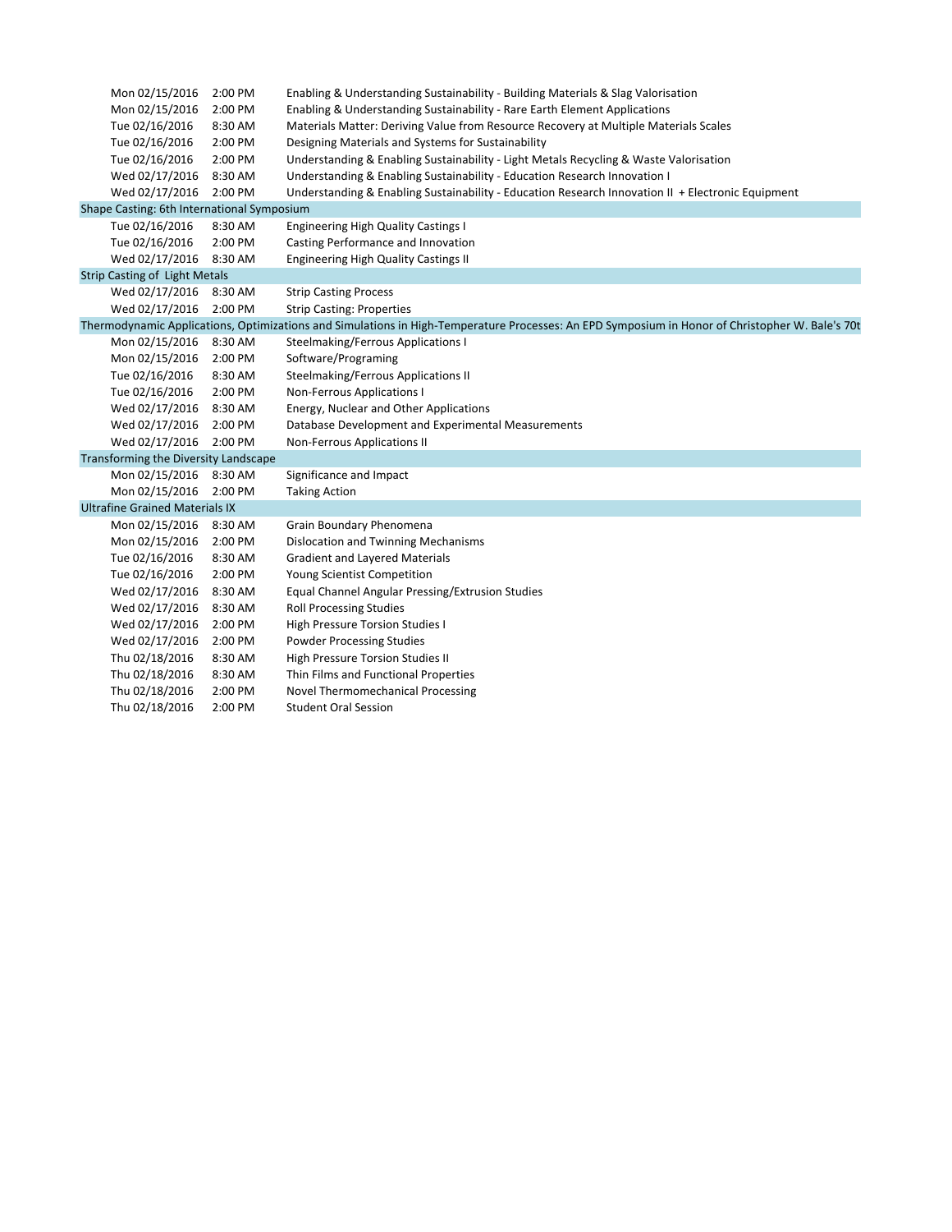| | | |
|---|---|---|
| Mon 02/15/2016 | 2:00 PM | Enabling & Understanding Sustainability - Building Materials & Slag Valorisation |
| Mon 02/15/2016 | 2:00 PM | Enabling & Understanding Sustainability - Rare Earth Element Applications |
| Tue 02/16/2016 | 8:30 AM | Materials Matter: Deriving Value from Resource Recovery at Multiple Materials Scales |
| Tue 02/16/2016 | 2:00 PM | Designing Materials and Systems for Sustainability |
| Tue 02/16/2016 | 2:00 PM | Understanding & Enabling Sustainability - Light Metals Recycling & Waste Valorisation |
| Wed 02/17/2016 | 8:30 AM | Understanding & Enabling Sustainability - Education Research Innovation I |
| Wed 02/17/2016 | 2:00 PM | Understanding & Enabling Sustainability - Education Research Innovation II + Electronic Equipment |
| **Shape Casting: 6th International Symposium** | | |
| Tue 02/16/2016 | 8:30 AM | Engineering High Quality Castings I |
| Tue 02/16/2016 | 2:00 PM | Casting Performance and Innovation |
| Wed 02/17/2016 | 8:30 AM | Engineering High Quality Castings II |
| **Strip Casting of Light Metals** | | |
| Wed 02/17/2016 | 8:30 AM | Strip Casting Process |
| Wed 02/17/2016 | 2:00 PM | Strip Casting: Properties |
| **Thermodynamic Applications, Optimizations and Simulations in High-Temperature Processes: An EPD Symposium in Honor of Christopher W. Bale's 70t** | | |
| Mon 02/15/2016 | 8:30 AM | Steelmaking/Ferrous Applications I |
| Mon 02/15/2016 | 2:00 PM | Software/Programing |
| Tue 02/16/2016 | 8:30 AM | Steelmaking/Ferrous Applications II |
| Tue 02/16/2016 | 2:00 PM | Non-Ferrous Applications I |
| Wed 02/17/2016 | 8:30 AM | Energy, Nuclear and Other Applications |
| Wed 02/17/2016 | 2:00 PM | Database Development and Experimental Measurements |
| Wed 02/17/2016 | 2:00 PM | Non-Ferrous Applications II |
| **Transforming the Diversity Landscape** | | |
| Mon 02/15/2016 | 8:30 AM | Significance and Impact |
| Mon 02/15/2016 | 2:00 PM | Taking Action |
| **Ultrafine Grained Materials IX** | | |
| Mon 02/15/2016 | 8:30 AM | Grain Boundary Phenomena |
| Mon 02/15/2016 | 2:00 PM | Dislocation and Twinning Mechanisms |
| Tue 02/16/2016 | 8:30 AM | Gradient and Layered Materials |
| Tue 02/16/2016 | 2:00 PM | Young Scientist Competition |
| Wed 02/17/2016 | 8:30 AM | Equal Channel Angular Pressing/Extrusion Studies |
| Wed 02/17/2016 | 8:30 AM | Roll Processing Studies |
| Wed 02/17/2016 | 2:00 PM | High Pressure Torsion Studies I |
| Wed 02/17/2016 | 2:00 PM | Powder Processing Studies |
| Thu 02/18/2016 | 8:30 AM | High Pressure Torsion Studies II |
| Thu 02/18/2016 | 8:30 AM | Thin Films and Functional Properties |
| Thu 02/18/2016 | 2:00 PM | Novel Thermomechanical Processing |
| Thu 02/18/2016 | 2:00 PM | Student Oral Session |